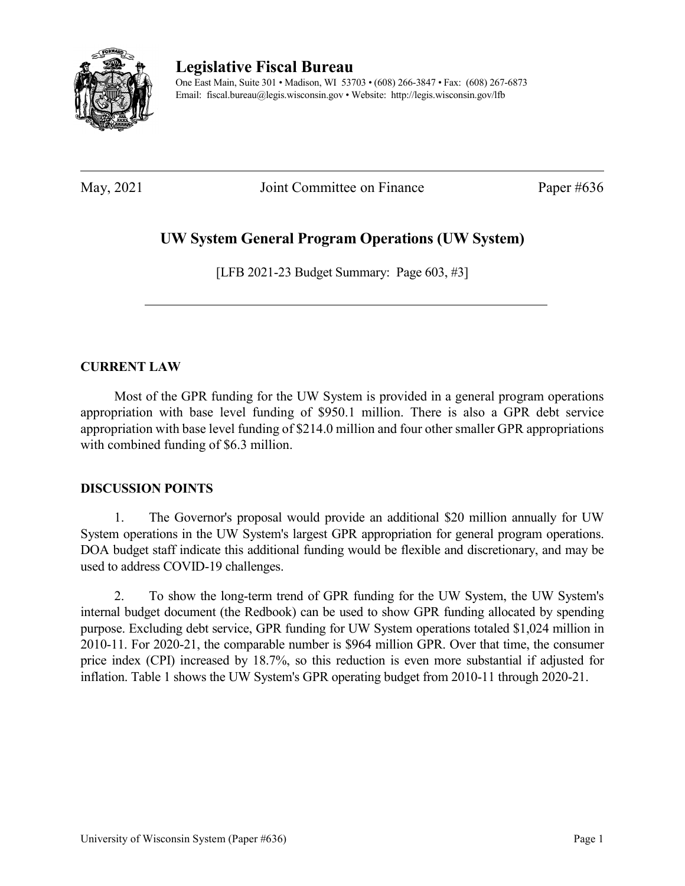# Legislative Fiscal Bureau

One East Main, Suite 301 • Madison, WI 53703 • (608) 266-3847 • Fax: (608) 267-6873
Email: fiscal.bureau@legis.wisconsin.gov • Website: http://legis.wisconsin.gov/lfb

May, 2021 Joint Committee on Finance Paper #636

## UW System General Program Operations (UW System)

[LFB 2021-23 Budget Summary: Page 603, #3]

### CURRENT LAW

Most of the GPR funding for the UW System is provided in a general program operations appropriation with base level funding of $950.1 million. There is also a GPR debt service appropriation with base level funding of $214.0 million and four other smaller GPR appropriations with combined funding of $6.3 million.

### DISCUSSION POINTS

1. The Governor's proposal would provide an additional $20 million annually for UW System operations in the UW System's largest GPR appropriation for general program operations. DOA budget staff indicate this additional funding would be flexible and discretionary, and may be used to address COVID-19 challenges.

2. To show the long-term trend of GPR funding for the UW System, the UW System's internal budget document (the Redbook) can be used to show GPR funding allocated by spending purpose. Excluding debt service, GPR funding for UW System operations totaled $1,024 million in 2010-11. For 2020-21, the comparable number is $964 million GPR. Over that time, the consumer price index (CPI) increased by 18.7%, so this reduction is even more substantial if adjusted for inflation. Table 1 shows the UW System's GPR operating budget from 2010-11 through 2020-21.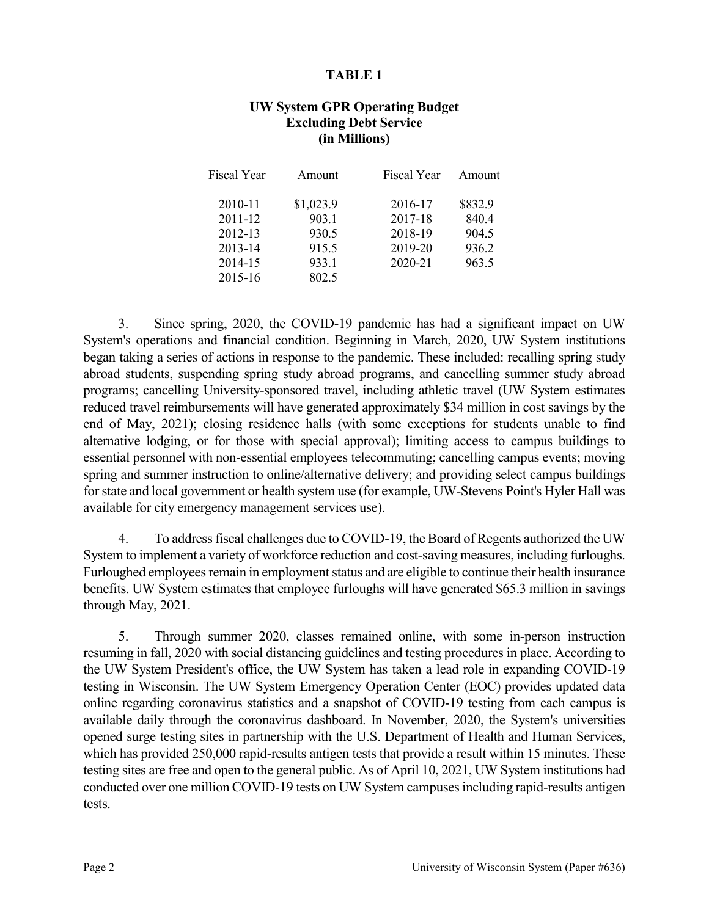**TABLE 1**

**UW System GPR Operating Budget**
**Excluding Debt Service**
**(in Millions)**

| Fiscal Year | Amount | Fiscal Year | Amount |
|---|---|---|---|
| 2010-11 | $1,023.9 | 2016-17 | $832.9 |
| 2011-12 | 903.1 | 2017-18 | 840.4 |
| 2012-13 | 930.5 | 2018-19 | 904.5 |
| 2013-14 | 915.5 | 2019-20 | 936.2 |
| 2014-15 | 933.1 | 2020-21 | 963.5 |
| 2015-16 | 802.5 | | |

3. Since spring, 2020, the COVID-19 pandemic has had a significant impact on UW System's operations and financial condition. Beginning in March, 2020, UW System institutions began taking a series of actions in response to the pandemic. These included: recalling spring study abroad students, suspending spring study abroad programs, and cancelling summer study abroad programs; cancelling University-sponsored travel, including athletic travel (UW System estimates reduced travel reimbursements will have generated approximately $34 million in cost savings by the end of May, 2021); closing residence halls (with some exceptions for students unable to find alternative lodging, or for those with special approval); limiting access to campus buildings to essential personnel with non-essential employees telecommuting; cancelling campus events; moving spring and summer instruction to online/alternative delivery; and providing select campus buildings for state and local government or health system use (for example, UW-Stevens Point's Hyler Hall was available for city emergency management services use).

4. To address fiscal challenges due to COVID-19, the Board of Regents authorized the UW System to implement a variety of workforce reduction and cost-saving measures, including furloughs. Furloughed employees remain in employment status and are eligible to continue their health insurance benefits. UW System estimates that employee furloughs will have generated $65.3 million in savings through May, 2021.

5. Through summer 2020, classes remained online, with some in-person instruction resuming in fall, 2020 with social distancing guidelines and testing procedures in place. According to the UW System President's office, the UW System has taken a lead role in expanding COVID-19 testing in Wisconsin. The UW System Emergency Operation Center (EOC) provides updated data online regarding coronavirus statistics and a snapshot of COVID-19 testing from each campus is available daily through the coronavirus dashboard. In November, 2020, the System's universities opened surge testing sites in partnership with the U.S. Department of Health and Human Services, which has provided 250,000 rapid-results antigen tests that provide a result within 15 minutes. These testing sites are free and open to the general public. As of April 10, 2021, UW System institutions had conducted over one million COVID-19 tests on UW System campuses including rapid-results antigen tests.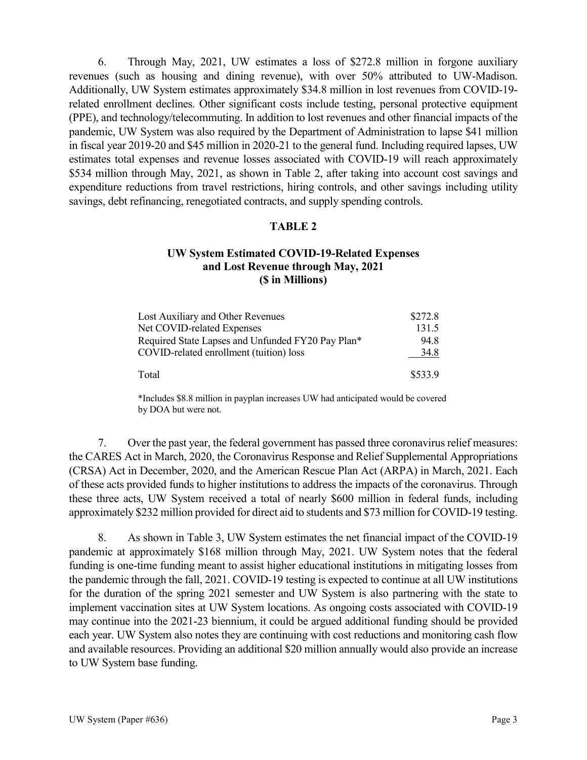6. Through May, 2021, UW estimates a loss of $272.8 million in forgone auxiliary revenues (such as housing and dining revenue), with over 50% attributed to UW-Madison. Additionally, UW System estimates approximately $34.8 million in lost revenues from COVID-19-related enrollment declines. Other significant costs include testing, personal protective equipment (PPE), and technology/telecommuting. In addition to lost revenues and other financial impacts of the pandemic, UW System was also required by the Department of Administration to lapse $41 million in fiscal year 2019-20 and $45 million in 2020-21 to the general fund. Including required lapses, UW estimates total expenses and revenue losses associated with COVID-19 will reach approximately $534 million through May, 2021, as shown in Table 2, after taking into account cost savings and expenditure reductions from travel restrictions, hiring controls, and other savings including utility savings, debt refinancing, renegotiated contracts, and supply spending controls.

**TABLE 2**

**UW System Estimated COVID-19-Related Expenses and Lost Revenue through May, 2021 ($ in Millions)**

| | |
|---|---|
| Lost Auxiliary and Other Revenues | $272.8 |
| Net COVID-related Expenses | 131.5 |
| Required State Lapses and Unfunded FY20 Pay Plan* | 94.8 |
| COVID-related enrollment (tuition) loss | 34.8 |
| Total | $533.9 |

*Includes $8.8 million in payplan increases UW had anticipated would be covered by DOA but were not.

7. Over the past year, the federal government has passed three coronavirus relief measures: the CARES Act in March, 2020, the Coronavirus Response and Relief Supplemental Appropriations (CRSA) Act in December, 2020, and the American Rescue Plan Act (ARPA) in March, 2021. Each of these acts provided funds to higher institutions to address the impacts of the coronavirus. Through these three acts, UW System received a total of nearly $600 million in federal funds, including approximately $232 million provided for direct aid to students and $73 million for COVID-19 testing.

8. As shown in Table 3, UW System estimates the net financial impact of the COVID-19 pandemic at approximately $168 million through May, 2021. UW System notes that the federal funding is one-time funding meant to assist higher educational institutions in mitigating losses from the pandemic through the fall, 2021. COVID-19 testing is expected to continue at all UW institutions for the duration of the spring 2021 semester and UW System is also partnering with the state to implement vaccination sites at UW System locations. As ongoing costs associated with COVID-19 may continue into the 2021-23 biennium, it could be argued additional funding should be provided each year. UW System also notes they are continuing with cost reductions and monitoring cash flow and available resources. Providing an additional $20 million annually would also provide an increase to UW System base funding.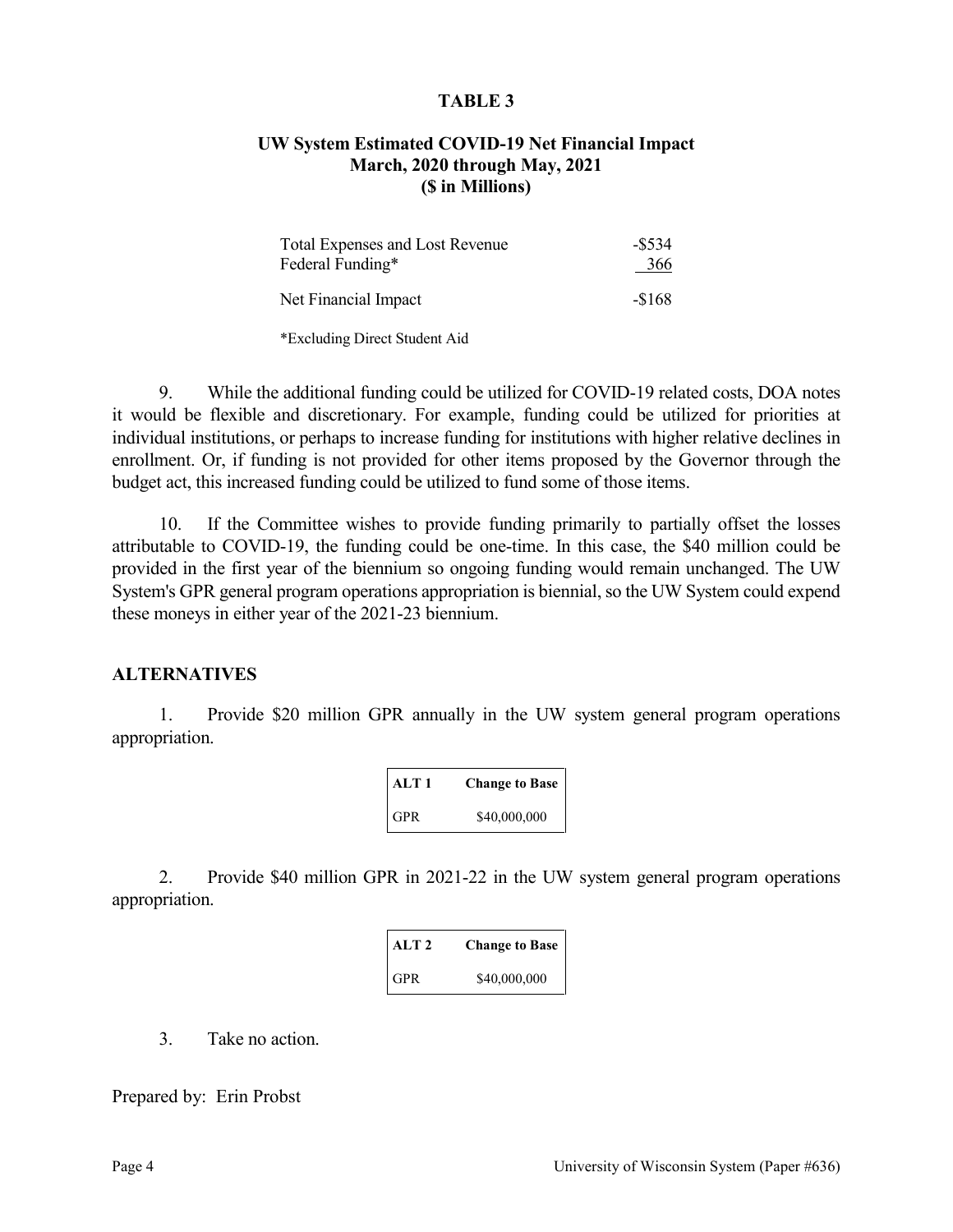**TABLE 3**

**UW System Estimated COVID-19 Net Financial Impact**
**March, 2020 through May, 2021**
**($ in Millions)**

| | |
|---|---|
| Total Expenses and Lost Revenue | -$534 |
| Federal Funding* | 366 |
| Net Financial Impact | -$168 |

*Excluding Direct Student Aid

9. While the additional funding could be utilized for COVID-19 related costs, DOA notes it would be flexible and discretionary. For example, funding could be utilized for priorities at individual institutions, or perhaps to increase funding for institutions with higher relative declines in enrollment. Or, if funding is not provided for other items proposed by the Governor through the budget act, this increased funding could be utilized to fund some of those items.

10. If the Committee wishes to provide funding primarily to partially offset the losses attributable to COVID-19, the funding could be one-time. In this case, the $40 million could be provided in the first year of the biennium so ongoing funding would remain unchanged. The UW System's GPR general program operations appropriation is biennial, so the UW System could expend these moneys in either year of the 2021-23 biennium.

## ALTERNATIVES

1. Provide $20 million GPR annually in the UW system general program operations appropriation.

| ALT 1 | Change to Base |
|---|---|
| GPR | $40,000,000 |

2. Provide $40 million GPR in 2021-22 in the UW system general program operations appropriation.

| ALT 2 | Change to Base |
|---|---|
| GPR | $40,000,000 |

3. Take no action.

Prepared by: Erin Probst